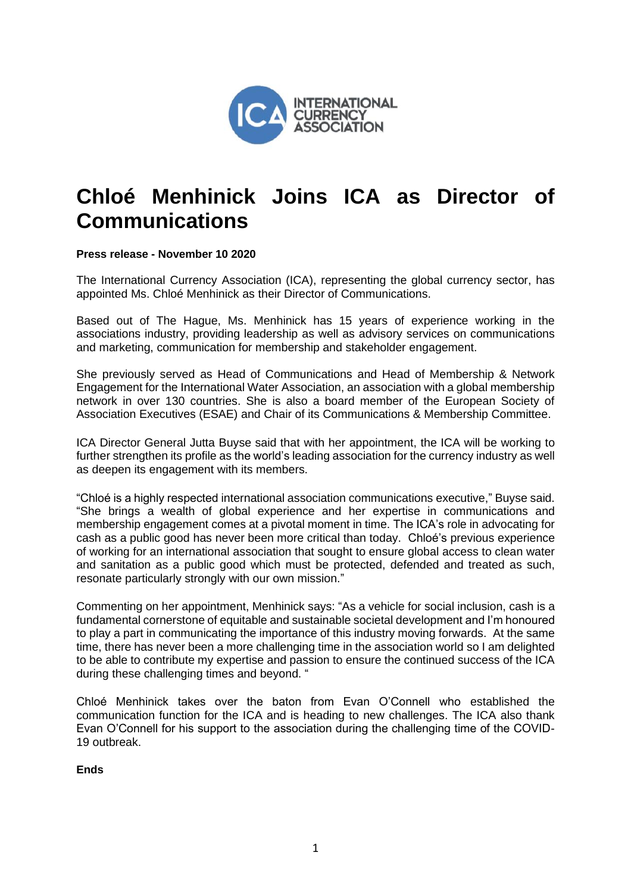# Chloé Menhinick Joins ICA as Director of Communications

**Press release - November 10 2020**

The International Currency Association (ICA), representing the global currency sector, has appointed Ms. Chloé Menhinick as their Director of Communications.

Based out of The Hague, Ms. Menhinick has 15 years of experience working in the associations industry, providing leadership as well as advisory services on communications and marketing, communication for membership and stakeholder engagement.

She previously served as Head of Communications and Head of Membership & Network Engagement for the International Water Association, an association with a global membership network in over 130 countries. She is also a board member of the European Society of Association Executives (ESAE) and Chair of its Communications & Membership Committee.

ICA Director General Jutta Buyse said that with her appointment, the ICA will be working to further strengthen its profile as the world's leading association for the currency industry as well as deepen its engagement with its members.

"Chloé is a highly respected international association communications executive," Buyse said. "She brings a wealth of global experience and her expertise in communications and membership engagement comes at a pivotal moment in time. The ICA's role in advocating for cash as a public good has never been more critical than today. Chloé's previous experience of working for an international association that sought to ensure global access to clean water and sanitation as a public good which must be protected, defended and treated as such, resonate particularly strongly with our own mission."

Commenting on her appointment, Menhinick says: "As a vehicle for social inclusion, cash is a fundamental cornerstone of equitable and sustainable societal development and I'm honoured to play a part in communicating the importance of this industry moving forwards. At the same time, there has never been a more challenging time in the association world so I am delighted to be able to contribute my expertise and passion to ensure the continued success of the ICA during these challenging times and beyond. "

Chloé Menhinick takes over the baton from Evan O'Connell who established the communication function for the ICA and is heading to new challenges. The ICA also thank Evan O'Connell for his support to the association during the challenging time of the COVID-19 outbreak.

**Ends**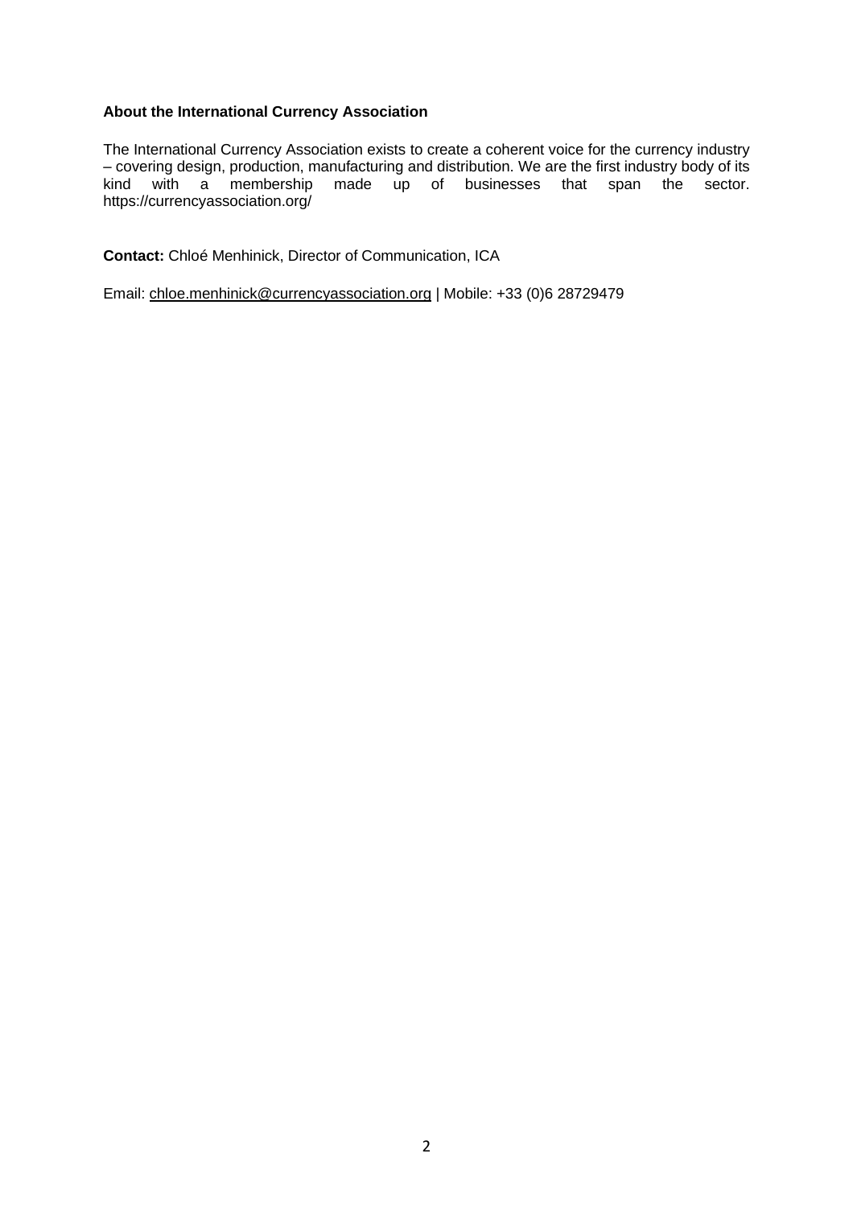**About the International Currency Association**

The International Currency Association exists to create a coherent voice for the currency industry – covering design, production, manufacturing and distribution. We are the first industry body of its kind with a membership made up of businesses that span the sector. https://currencyassociation.org/

**Contact:** Chloé Menhinick, Director of Communication, ICA

Email: chloe.menhinick@currencyassociation.org | Mobile: +33 (0)6 28729479